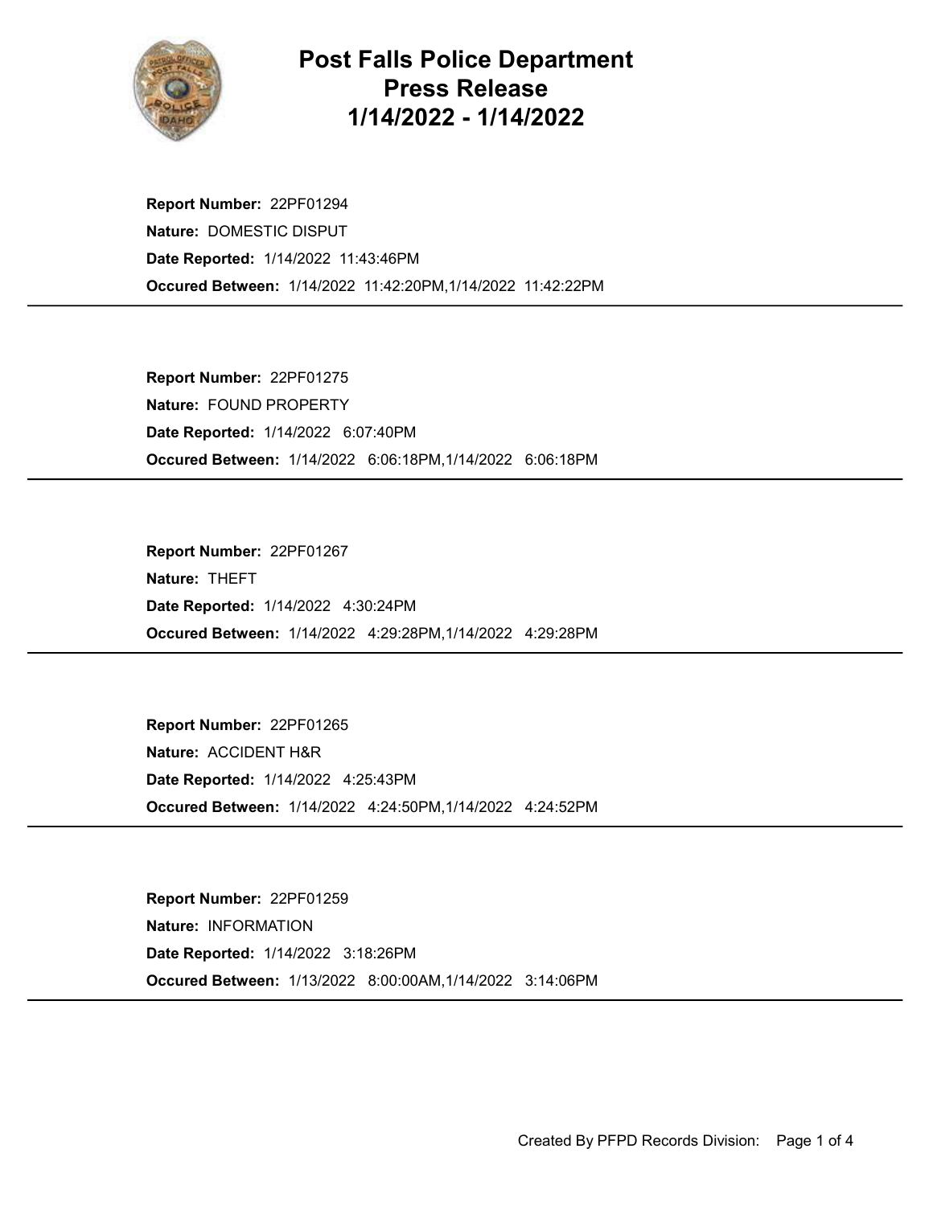# Post Falls Police Department Press Release 1/14/2022 - 1/14/2022

**Report Number:** 22PF01294
**Nature:** DOMESTIC DISPUT
**Date Reported:** 1/14/2022 11:43:46PM
**Occured Between:** 1/14/2022 11:42:20PM,1/14/2022 11:42:22PM

---

**Report Number:** 22PF01275
**Nature:** FOUND PROPERTY
**Date Reported:** 1/14/2022 6:07:40PM
**Occured Between:** 1/14/2022 6:06:18PM,1/14/2022 6:06:18PM

---

**Report Number:** 22PF01267
**Nature:** THEFT
**Date Reported:** 1/14/2022 4:30:24PM
**Occured Between:** 1/14/2022 4:29:28PM,1/14/2022 4:29:28PM

---

**Report Number:** 22PF01265
**Nature:** ACCIDENT H&R
**Date Reported:** 1/14/2022 4:25:43PM
**Occured Between:** 1/14/2022 4:24:50PM,1/14/2022 4:24:52PM

---

**Report Number:** 22PF01259
**Nature:** INFORMATION
**Date Reported:** 1/14/2022 3:18:26PM
**Occured Between:** 1/13/2022 8:00:00AM,1/14/2022 3:14:06PM

---

Created By PFPD Records Division: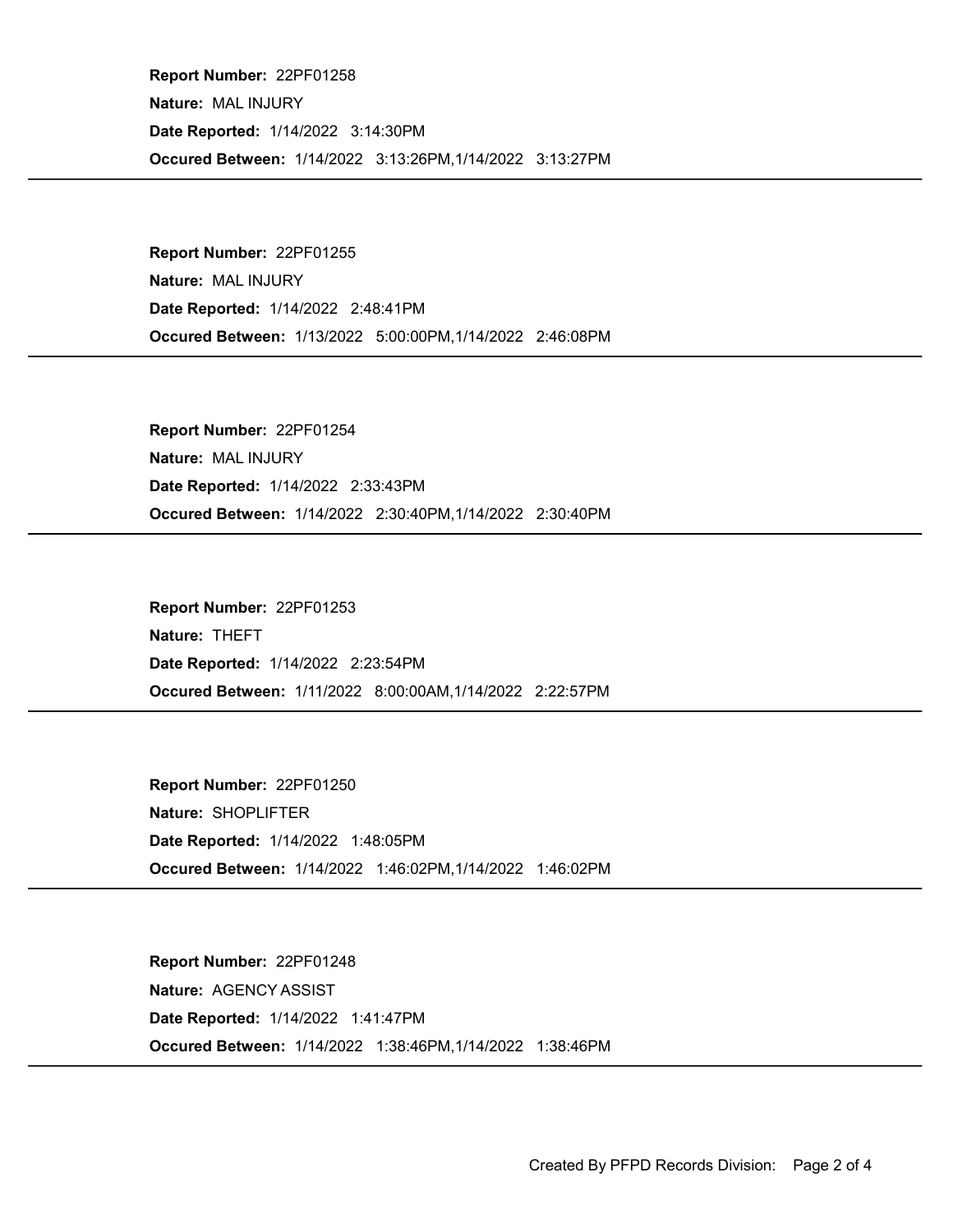**Report Number:** 22PF01258

**Nature:** MAL INJURY

**Date Reported:** 1/14/2022 3:14:30PM

**Occured Between:** 1/14/2022 3:13:26PM,1/14/2022 3:13:27PM

---

**Report Number:** 22PF01255

**Nature:** MAL INJURY

**Date Reported:** 1/14/2022 2:48:41PM

**Occured Between:** 1/13/2022 5:00:00PM,1/14/2022 2:46:08PM

---

**Report Number:** 22PF01254

**Nature:** MAL INJURY

**Date Reported:** 1/14/2022 2:33:43PM

**Occured Between:** 1/14/2022 2:30:40PM,1/14/2022 2:30:40PM

---

**Report Number:** 22PF01253

**Nature:** THEFT

**Date Reported:** 1/14/2022 2:23:54PM

**Occured Between:** 1/11/2022 8:00:00AM,1/14/2022 2:22:57PM

---

**Report Number:** 22PF01250

**Nature:** SHOPLIFTER

**Date Reported:** 1/14/2022 1:48:05PM

**Occured Between:** 1/14/2022 1:46:02PM,1/14/2022 1:46:02PM

---

**Report Number:** 22PF01248

**Nature:** AGENCY ASSIST

**Date Reported:** 1/14/2022 1:41:47PM

**Occured Between:** 1/14/2022 1:38:46PM,1/14/2022 1:38:46PM

---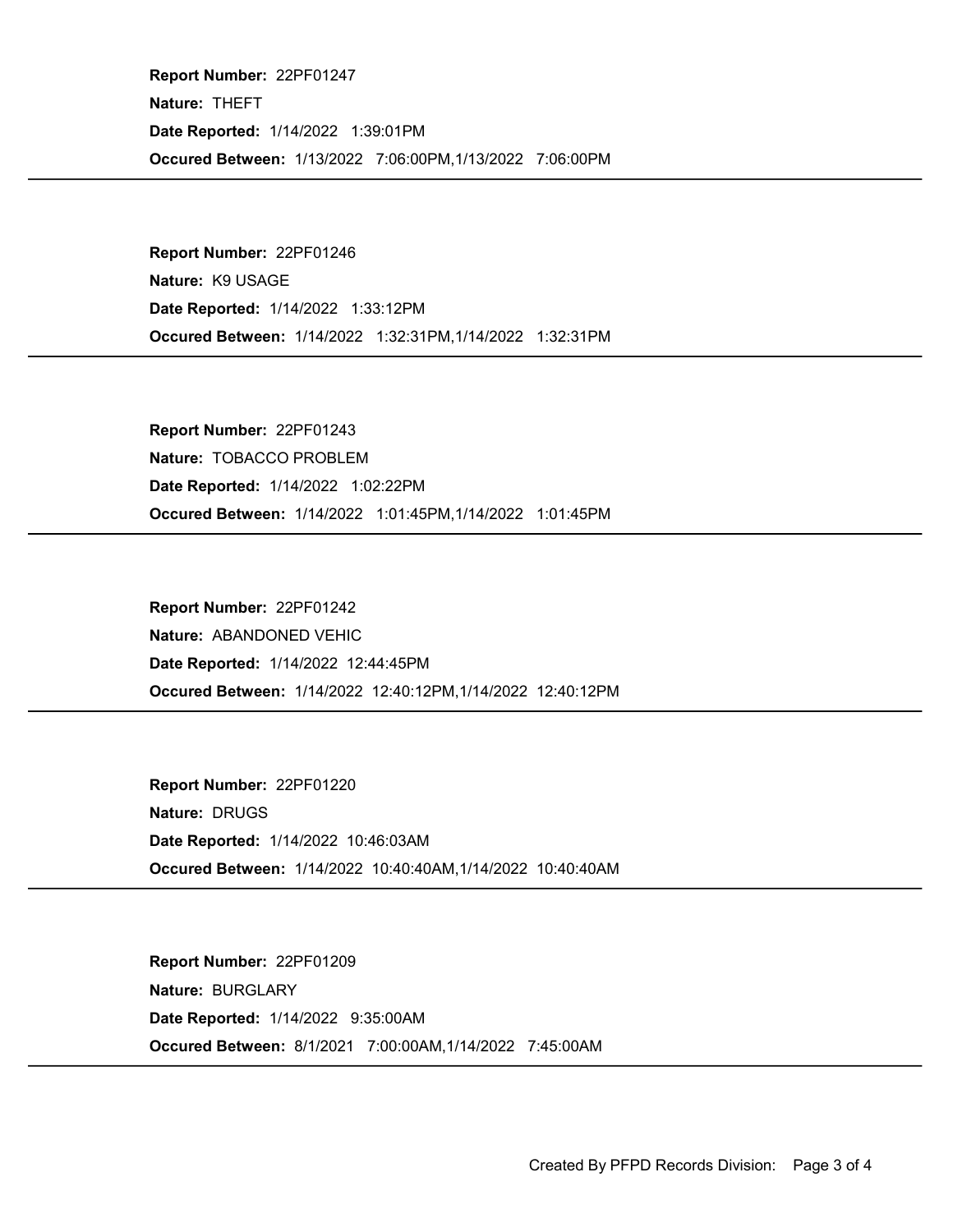**Report Number:** 22PF01247

**Nature:** THEFT

**Date Reported:** 1/14/2022 1:39:01PM

**Occured Between:** 1/13/2022 7:06:00PM,1/13/2022 7:06:00PM

---

**Report Number:** 22PF01246

**Nature:** K9 USAGE

**Date Reported:** 1/14/2022 1:33:12PM

**Occured Between:** 1/14/2022 1:32:31PM,1/14/2022 1:32:31PM

---

**Report Number:** 22PF01243

**Nature:** TOBACCO PROBLEM

**Date Reported:** 1/14/2022 1:02:22PM

**Occured Between:** 1/14/2022 1:01:45PM,1/14/2022 1:01:45PM

---

**Report Number:** 22PF01242

**Nature:** ABANDONED VEHIC

**Date Reported:** 1/14/2022 12:44:45PM

**Occured Between:** 1/14/2022 12:40:12PM,1/14/2022 12:40:12PM

---

**Report Number:** 22PF01220

**Nature:** DRUGS

**Date Reported:** 1/14/2022 10:46:03AM

**Occured Between:** 1/14/2022 10:40:40AM,1/14/2022 10:40:40AM

---

**Report Number:** 22PF01209

**Nature:** BURGLARY

**Date Reported:** 1/14/2022 9:35:00AM

**Occured Between:** 8/1/2021 7:00:00AM,1/14/2022 7:45:00AM

---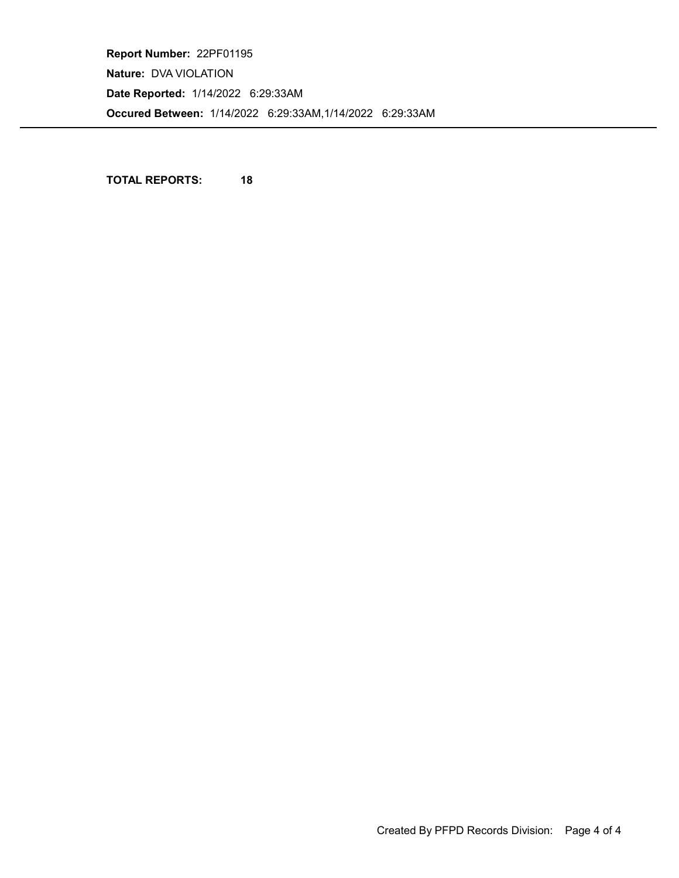**Report Number:** 22PF01195

**Nature:** DVA VIOLATION

**Date Reported:** 1/14/2022 6:29:33AM

**Occured Between:** 1/14/2022 6:29:33AM,1/14/2022 6:29:33AM

---

**TOTAL REPORTS: 18**